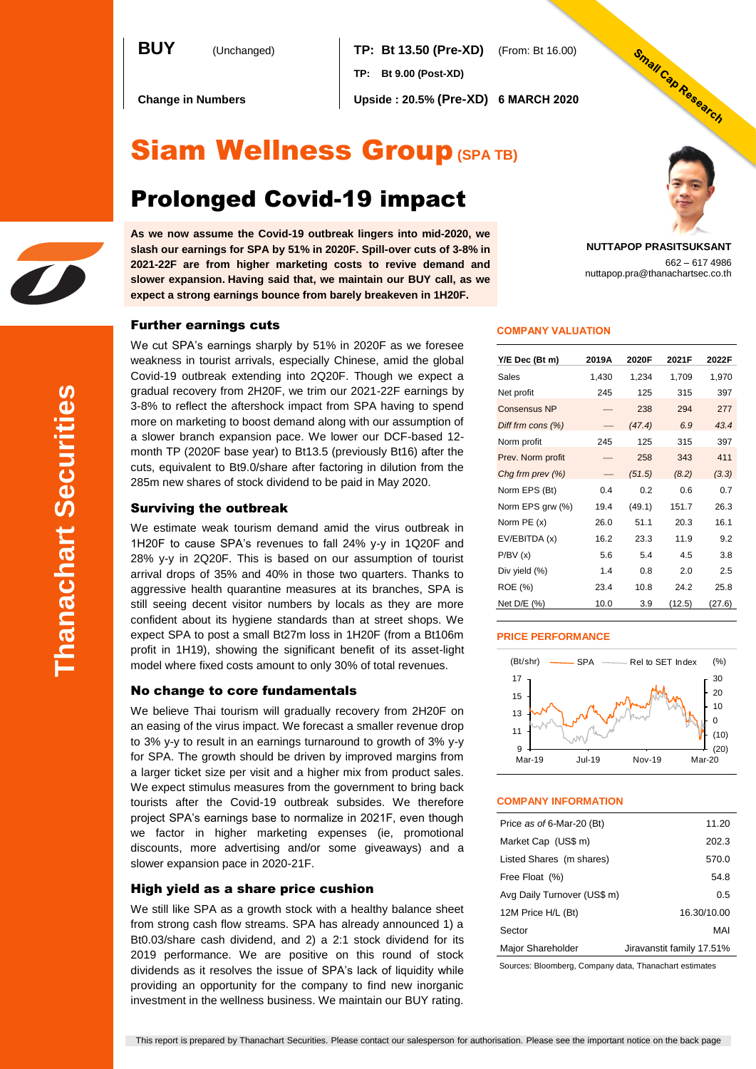**BUY** (Unchanged)

**TP: Bt 13.50 (Pre-XD)** (From: Bt 16.00)

**TP: Bt 9.00 (Post-XD)**

**Change in Numbers**

**Upside : 20.5% (Pre-XD)** **6 MARCH 2020**

Small Cap Research

# Siam Wellness Group (SPA TB)

## Prolonged Covid-19 impact

**As we now assume the Covid-19 outbreak lingers into mid-2020, we slash our earnings for SPA by 51% in 2020F. Spill-over cuts of 3-8% in 2021-22F are from higher marketing costs to revive demand and slower expansion. Having said that, we maintain our BUY call, as we expect a strong earnings bounce from barely breakeven in 1H20F.**

**NUTTAPOP PRASITSUKSANT**
662 – 617 4986
nuttapop.pra@thanachartsec.co.th

### Further earnings cuts

We cut SPA's earnings sharply by 51% in 2020F as we foresee weakness in tourist arrivals, especially Chinese, amid the global Covid-19 outbreak extending into 2Q20F. Though we expect a gradual recovery from 2H20F, we trim our 2021-22F earnings by 3-8% to reflect the aftershock impact from SPA having to spend more on marketing to boost demand along with our assumption of a slower branch expansion pace. We lower our DCF-based 12-month TP (2020F base year) to Bt13.5 (previously Bt16) after the cuts, equivalent to Bt9.0/share after factoring in dilution from the 285m new shares of stock dividend to be paid in May 2020.

### Surviving the outbreak

We estimate weak tourism demand amid the virus outbreak in 1H20F to cause SPA's revenues to fall 24% y-y in 1Q20F and 28% y-y in 2Q20F. This is based on our assumption of tourist arrival drops of 35% and 40% in those two quarters. Thanks to aggressive health quarantine measures at its branches, SPA is still seeing decent visitor numbers by locals as they are more confident about its hygiene standards than at street shops. We expect SPA to post a small Bt27m loss in 1H20F (from a Bt106m profit in 1H19), showing the significant benefit of its asset-light model where fixed costs amount to only 30% of total revenues.

### No change to core fundamentals

We believe Thai tourism will gradually recovery from 2H20F on an easing of the virus impact. We forecast a smaller revenue drop to 3% y-y to result in an earnings turnaround to growth of 3% y-y for SPA. The growth should be driven by improved margins from a larger ticket size per visit and a higher mix from product sales. We expect stimulus measures from the government to bring back tourists after the Covid-19 outbreak subsides. We therefore project SPA's earnings base to normalize in 2021F, even though we factor in higher marketing expenses (ie, promotional discounts, more advertising and/or some giveaways) and a slower expansion pace in 2020-21F.

### High yield as a share price cushion

We still like SPA as a growth stock with a healthy balance sheet from strong cash flow streams. SPA has already announced 1) a Bt0.03/share cash dividend, and 2) a 2:1 stock dividend for its 2019 performance. We are positive on this round of stock dividends as it resolves the issue of SPA's lack of liquidity while providing an opportunity for the company to find new inorganic investment in the wellness business. We maintain our BUY rating.

### COMPANY VALUATION

| Y/E Dec (Bt m) | 2019A | 2020F | 2021F | 2022F |
|---|---|---|---|---|
| Sales | 1,430 | 1,234 | 1,709 | 1,970 |
| Net profit | 245 | 125 | 315 | 397 |
| Consensus NP | — | 238 | 294 | 277 |
| *Diff frm cons (%)* | — | *(47.4)* | *6.9* | *43.4* |
| Norm profit | 245 | 125 | 315 | 397 |
| Prev. Norm profit | — | 258 | 343 | 411 |
| *Chg frm prev (%)* | — | *(51.5)* | *(8.2)* | *(3.3)* |
| Norm EPS (Bt) | 0.4 | 0.2 | 0.6 | 0.7 |
| Norm EPS grw (%) | 19.4 | (49.1) | 151.7 | 26.3 |
| Norm PE (x) | 26.0 | 51.1 | 20.3 | 16.1 |
| EV/EBITDA (x) | 16.2 | 23.3 | 11.9 | 9.2 |
| P/BV (x) | 5.6 | 5.4 | 4.5 | 3.8 |
| Div yield (%) | 1.4 | 0.8 | 2.0 | 2.5 |
| ROE (%) | 23.4 | 10.8 | 24.2 | 25.8 |
| Net D/E (%) | 10.0 | 3.9 | (12.5) | (27.6) |

### PRICE PERFORMANCE

(Bt/shr) — SPA — Rel to SET Index (%)

### COMPANY INFORMATION

| | |
|---|---|
| Price *as of* 6-Mar-20 (Bt) | 11.20 |
| Market Cap (US$ m) | 202.3 |
| Listed Shares (m shares) | 570.0 |
| Free Float (%) | 54.8 |
| Avg Daily Turnover (US$ m) | 0.5 |
| 12M Price H/L (Bt) | 16.30/10.00 |
| Sector | MAI |
| Major Shareholder | Jiravanstit family 17.51% |

Sources: Bloomberg, Company data, Thanachart estimates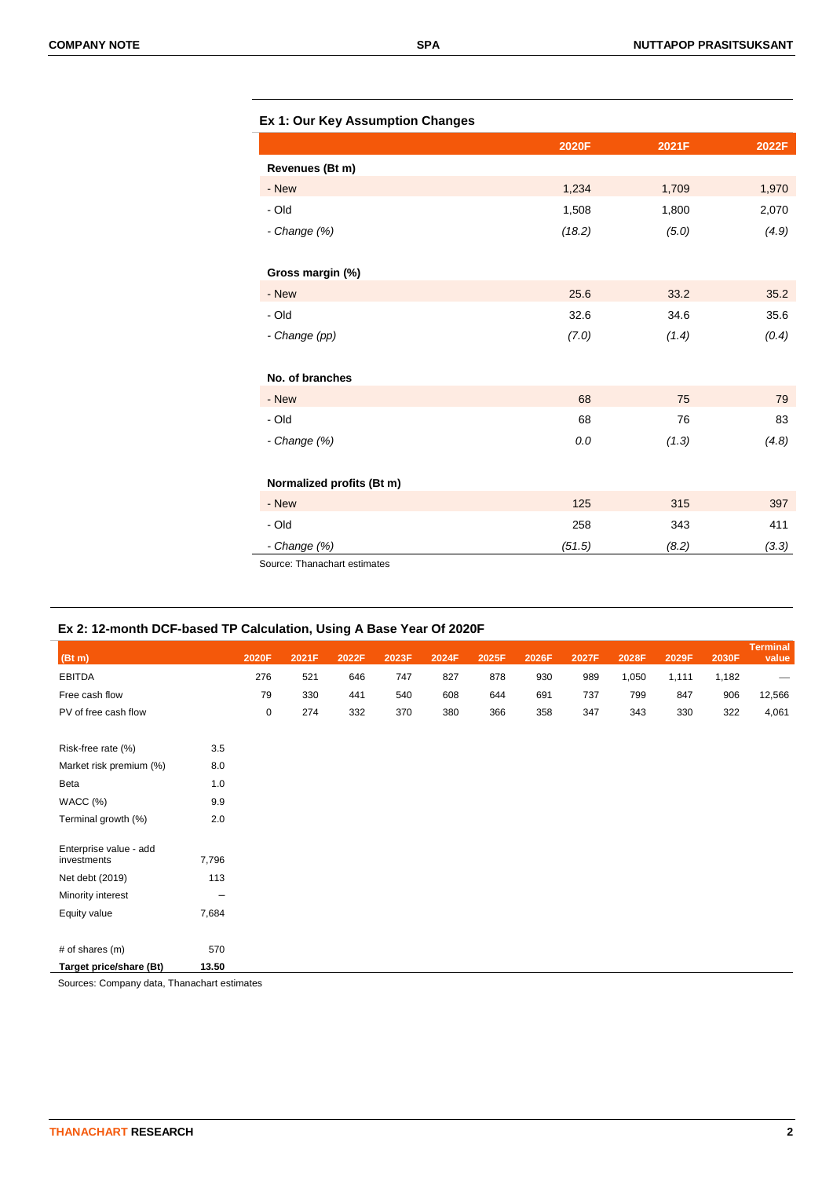## Ex 1: Our Key Assumption Changes

| | 2020F | 2021F | 2022F |
|---|---|---|---|
| **Revenues (Bt m)** | | | |
| - New | 1,234 | 1,709 | 1,970 |
| - Old | 1,508 | 1,800 | 2,070 |
| *- Change (%)* | *(18.2)* | *(5.0)* | *(4.9)* |
| | | | |
| **Gross margin (%)** | | | |
| - New | 25.6 | 33.2 | 35.2 |
| - Old | 32.6 | 34.6 | 35.6 |
| *- Change (pp)* | *(7.0)* | *(1.4)* | *(0.4)* |
| | | | |
| **No. of branches** | | | |
| - New | 68 | 75 | 79 |
| - Old | 68 | 76 | 83 |
| *- Change (%)* | *0.0* | *(1.3)* | *(4.8)* |
| | | | |
| **Normalized profits (Bt m)** | | | |
| - New | 125 | 315 | 397 |
| - Old | 258 | 343 | 411 |
| *- Change (%)* | *(51.5)* | *(8.2)* | *(3.3)* |

Source: Thanachart estimates

## Ex 2: 12-month DCF-based TP Calculation, Using A Base Year Of 2020F

| (Bt m) | | 2020F | 2021F | 2022F | 2023F | 2024F | 2025F | 2026F | 2027F | 2028F | 2029F | 2030F | Terminal value |
|---|---|---|---|---|---|---|---|---|---|---|---|---|---|
| EBITDA | | 276 | 521 | 646 | 747 | 827 | 878 | 930 | 989 | 1,050 | 1,111 | 1,182 | — |
| Free cash flow | | 79 | 330 | 441 | 540 | 608 | 644 | 691 | 737 | 799 | 847 | 906 | 12,566 |
| PV of free cash flow | | 0 | 274 | 332 | 370 | 380 | 366 | 358 | 347 | 343 | 330 | 322 | 4,061 |
| | | | | | | | | | | | | | |
| Risk-free rate (%) | 3.5 | | | | | | | | | | | | |
| Market risk premium (%) | 8.0 | | | | | | | | | | | | |
| Beta | 1.0 | | | | | | | | | | | | |
| WACC (%) | 9.9 | | | | | | | | | | | | |
| Terminal growth (%) | 2.0 | | | | | | | | | | | | |
| | | | | | | | | | | | | | |
| Enterprise value - add investments | 7,796 | | | | | | | | | | | | |
| Net debt (2019) | 113 | | | | | | | | | | | | |
| Minority interest | – | | | | | | | | | | | | |
| Equity value | 7,684 | | | | | | | | | | | | |
| | | | | | | | | | | | | | |
| # of shares (m) | 570 | | | | | | | | | | | | |
| **Target price/share (Bt)** | **13.50** | | | | | | | | | | | | |

Sources: Company data, Thanachart estimates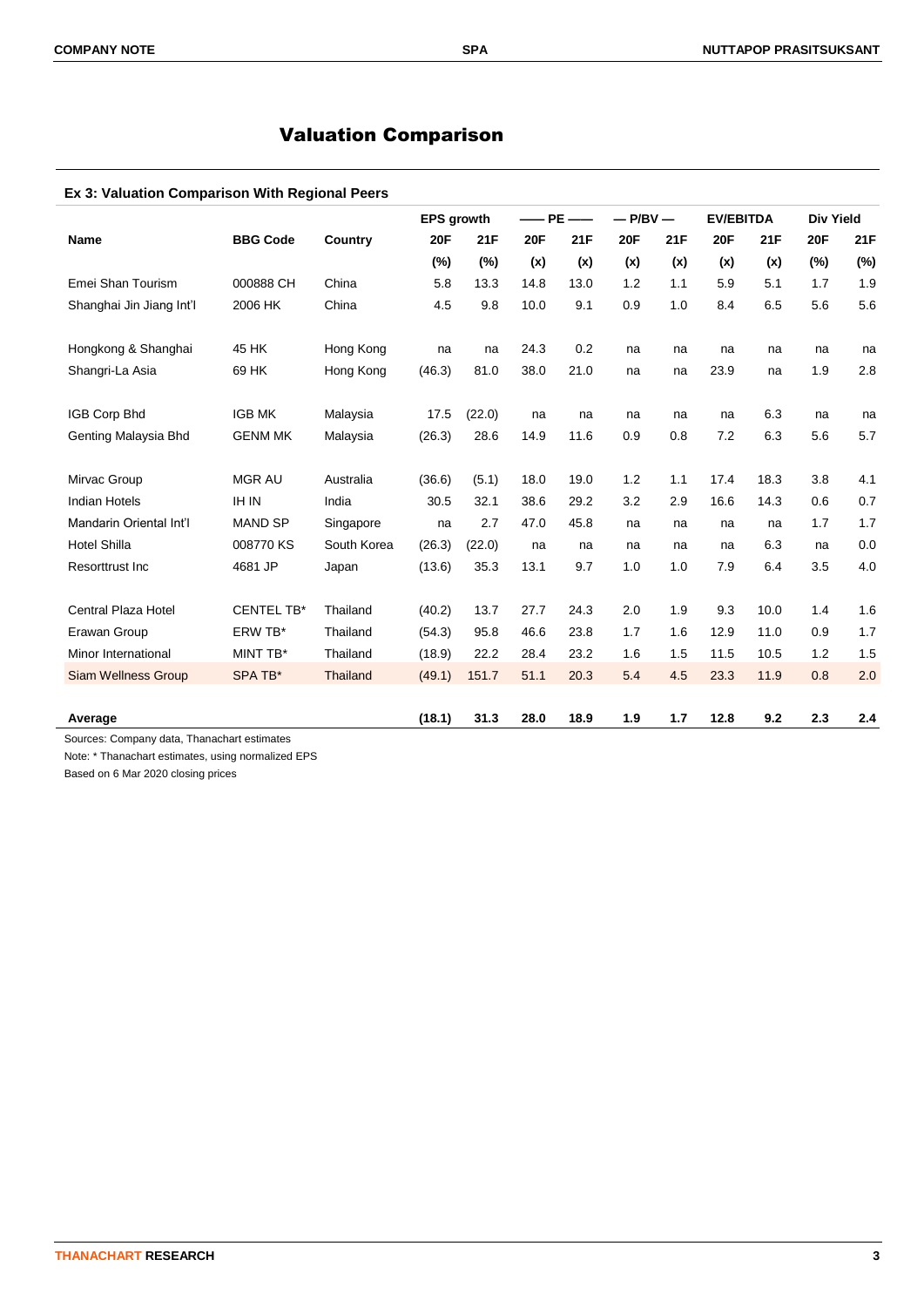# Valuation Comparison

### Ex 3: Valuation Comparison With Regional Peers

| Name | BBG Code | Country | EPS growth | | PE | | P/BV | | EV/EBITDA | | Div Yield | |
|---|---|---|---|---|---|---|---|---|---|---|---|---|
| | | | 20F | 21F | 20F | 21F | 20F | 21F | 20F | 21F | 20F | 21F |
| | | | (%) | (%) | (x) | (x) | (x) | (x) | (x) | (x) | (%) | (%) |
| Emei Shan Tourism | 000888 CH | China | 5.8 | 13.3 | 14.8 | 13.0 | 1.2 | 1.1 | 5.9 | 5.1 | 1.7 | 1.9 |
| Shanghai Jin Jiang Int'l | 2006 HK | China | 4.5 | 9.8 | 10.0 | 9.1 | 0.9 | 1.0 | 8.4 | 6.5 | 5.6 | 5.6 |
| Hongkong & Shanghai | 45 HK | Hong Kong | na | na | 24.3 | 0.2 | na | na | na | na | na | na |
| Shangri-La Asia | 69 HK | Hong Kong | (46.3) | 81.0 | 38.0 | 21.0 | na | na | 23.9 | na | 1.9 | 2.8 |
| IGB Corp Bhd | IGB MK | Malaysia | 17.5 | (22.0) | na | na | na | na | na | 6.3 | na | na |
| Genting Malaysia Bhd | GENM MK | Malaysia | (26.3) | 28.6 | 14.9 | 11.6 | 0.9 | 0.8 | 7.2 | 6.3 | 5.6 | 5.7 |
| Mirvac Group | MGR AU | Australia | (36.6) | (5.1) | 18.0 | 19.0 | 1.2 | 1.1 | 17.4 | 18.3 | 3.8 | 4.1 |
| Indian Hotels | IH IN | India | 30.5 | 32.1 | 38.6 | 29.2 | 3.2 | 2.9 | 16.6 | 14.3 | 0.6 | 0.7 |
| Mandarin Oriental Int'l | MAND SP | Singapore | na | 2.7 | 47.0 | 45.8 | na | na | na | na | 1.7 | 1.7 |
| Hotel Shilla | 008770 KS | South Korea | (26.3) | (22.0) | na | na | na | na | na | 6.3 | na | 0.0 |
| Resorttrust Inc | 4681 JP | Japan | (13.6) | 35.3 | 13.1 | 9.7 | 1.0 | 1.0 | 7.9 | 6.4 | 3.5 | 4.0 |
| Central Plaza Hotel | CENTEL TB* | Thailand | (40.2) | 13.7 | 27.7 | 24.3 | 2.0 | 1.9 | 9.3 | 10.0 | 1.4 | 1.6 |
| Erawan Group | ERW TB* | Thailand | (54.3) | 95.8 | 46.6 | 23.8 | 1.7 | 1.6 | 12.9 | 11.0 | 0.9 | 1.7 |
| Minor International | MINT TB* | Thailand | (18.9) | 22.2 | 28.4 | 23.2 | 1.6 | 1.5 | 11.5 | 10.5 | 1.2 | 1.5 |
| Siam Wellness Group | SPA TB* | Thailand | (49.1) | 151.7 | 51.1 | 20.3 | 5.4 | 4.5 | 23.3 | 11.9 | 0.8 | 2.0 |
| **Average** | | | **(18.1)** | **31.3** | **28.0** | **18.9** | **1.9** | **1.7** | **12.8** | **9.2** | **2.3** | **2.4** |

Sources: Company data, Thanachart estimates

Note: * Thanachart estimates, using normalized EPS

Based on 6 Mar 2020 closing prices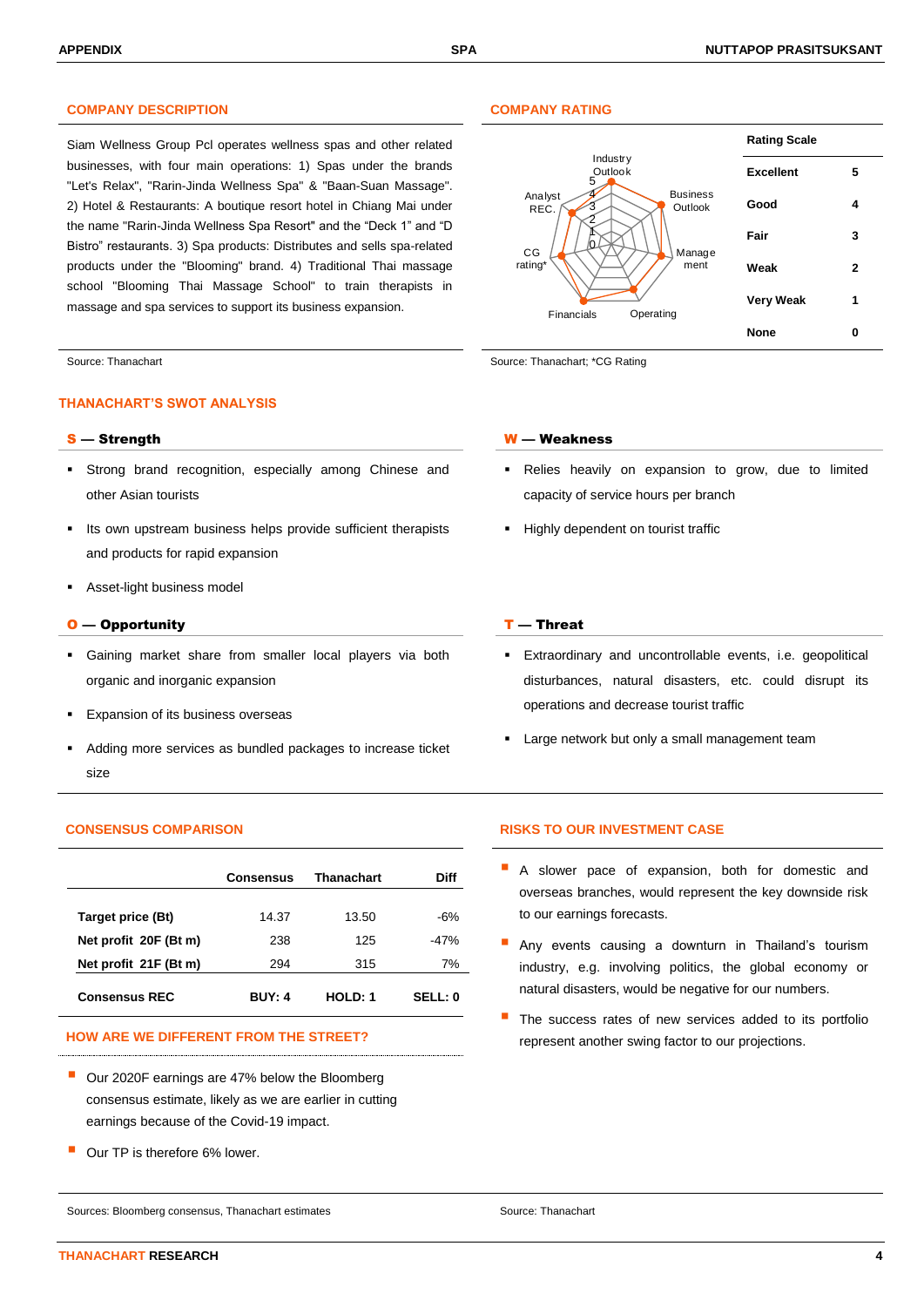## COMPANY DESCRIPTION

Siam Wellness Group Pcl operates wellness spas and other related businesses, with four main operations: 1) Spas under the brands "Let's Relax", "Rarin-Jinda Wellness Spa" & "Baan-Suan Massage". 2) Hotel & Restaurants: A boutique resort hotel in Chiang Mai under the name "Rarin-Jinda Wellness Spa Resort" and the "Deck 1" and "D Bistro" restaurants. 3) Spa products: Distributes and sells spa-related products under the "Blooming" brand. 4) Traditional Thai massage school "Blooming Thai Massage School" to train therapists in massage and spa services to support its business expansion.

Source: Thanachart

## COMPANY RATING

Industry Outlook, Business Outlook, Management, Operating, Financials, CG rating*, Analyst REC.

| Rating Scale | |
|---|---|
| Excellent | 5 |
| Good | 4 |
| Fair | 3 |
| Weak | 2 |
| Very Weak | 1 |
| None | 0 |

Source: Thanachart; *CG Rating

## THANACHART'S SWOT ANALYSIS

### S — Strength

- Strong brand recognition, especially among Chinese and other Asian tourists
- Its own upstream business helps provide sufficient therapists and products for rapid expansion
- Asset-light business model

### W — Weakness

- Relies heavily on expansion to grow, due to limited capacity of service hours per branch
- Highly dependent on tourist traffic

### O — Opportunity

- Gaining market share from smaller local players via both organic and inorganic expansion
- Expansion of its business overseas
- Adding more services as bundled packages to increase ticket size

### T — Threat

- Extraordinary and uncontrollable events, i.e. geopolitical disturbances, natural disasters, etc. could disrupt its operations and decrease tourist traffic
- Large network but only a small management team

## CONSENSUS COMPARISON

| | Consensus | Thanachart | Diff |
|---|---|---|---|
| Target price (Bt) | 14.37 | 13.50 | -6% |
| Net profit 20F (Bt m) | 238 | 125 | -47% |
| Net profit 21F (Bt m) | 294 | 315 | 7% |
| Consensus REC | BUY: 4 | HOLD: 1 | SELL: 0 |

## HOW ARE WE DIFFERENT FROM THE STREET?

- Our 2020F earnings are 47% below the Bloomberg consensus estimate, likely as we are earlier in cutting earnings because of the Covid-19 impact.
- Our TP is therefore 6% lower.

Sources: Bloomberg consensus, Thanachart estimates

## RISKS TO OUR INVESTMENT CASE

- A slower pace of expansion, both for domestic and overseas branches, would represent the key downside risk to our earnings forecasts.
- Any events causing a downturn in Thailand's tourism industry, e.g. involving politics, the global economy or natural disasters, would be negative for our numbers.
- The success rates of new services added to its portfolio represent another swing factor to our projections.

Source: Thanachart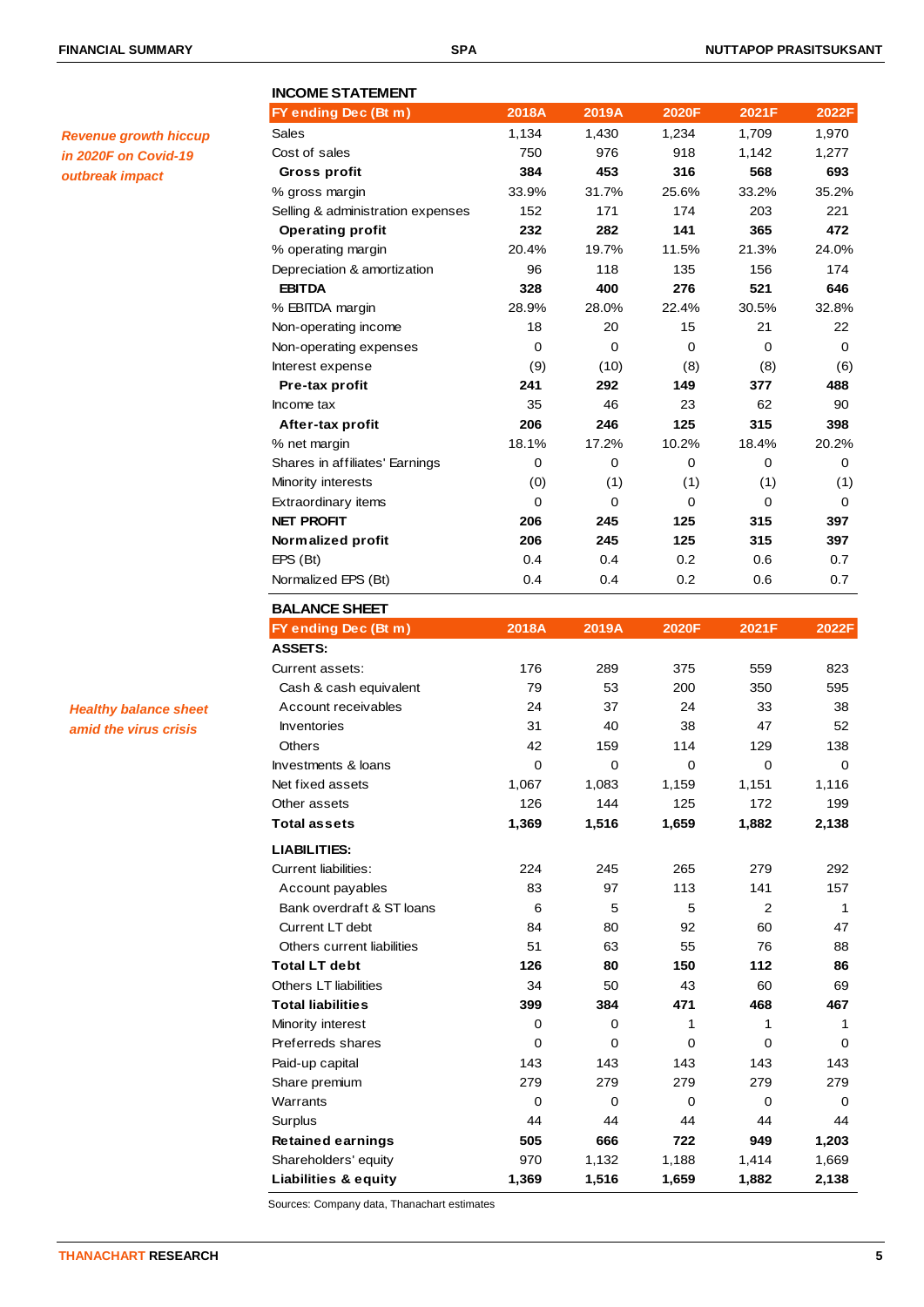*Revenue growth hiccup in 2020F on Covid-19 outbreak impact*

### INCOME STATEMENT

| FY ending Dec (Bt m) | 2018A | 2019A | 2020F | 2021F | 2022F |
|---|---|---|---|---|---|
| Sales | 1,134 | 1,430 | 1,234 | 1,709 | 1,970 |
| Cost of sales | 750 | 976 | 918 | 1,142 | 1,277 |
| **Gross profit** | **384** | **453** | **316** | **568** | **693** |
| % gross margin | 33.9% | 31.7% | 25.6% | 33.2% | 35.2% |
| Selling & administration expenses | 152 | 171 | 174 | 203 | 221 |
| **Operating profit** | **232** | **282** | **141** | **365** | **472** |
| % operating margin | 20.4% | 19.7% | 11.5% | 21.3% | 24.0% |
| Depreciation & amortization | 96 | 118 | 135 | 156 | 174 |
| **EBITDA** | **328** | **400** | **276** | **521** | **646** |
| % EBITDA margin | 28.9% | 28.0% | 22.4% | 30.5% | 32.8% |
| Non-operating income | 18 | 20 | 15 | 21 | 22 |
| Non-operating expenses | 0 | 0 | 0 | 0 | 0 |
| Interest expense | (9) | (10) | (8) | (8) | (6) |
| **Pre-tax profit** | **241** | **292** | **149** | **377** | **488** |
| Income tax | 35 | 46 | 23 | 62 | 90 |
| **After-tax profit** | **206** | **246** | **125** | **315** | **398** |
| % net margin | 18.1% | 17.2% | 10.2% | 18.4% | 20.2% |
| Shares in affiliates' Earnings | 0 | 0 | 0 | 0 | 0 |
| Minority interests | (0) | (1) | (1) | (1) | (1) |
| Extraordinary items | 0 | 0 | 0 | 0 | 0 |
| **NET PROFIT** | **206** | **245** | **125** | **315** | **397** |
| **Normalized profit** | **206** | **245** | **125** | **315** | **397** |
| EPS (Bt) | 0.4 | 0.4 | 0.2 | 0.6 | 0.7 |
| Normalized EPS (Bt) | 0.4 | 0.4 | 0.2 | 0.6 | 0.7 |

*Healthy balance sheet amid the virus crisis*

### BALANCE SHEET

| FY ending Dec (Bt m) | 2018A | 2019A | 2020F | 2021F | 2022F |
|---|---|---|---|---|---|
| **ASSETS:** | | | | | |
| Current assets: | 176 | 289 | 375 | 559 | 823 |
| Cash & cash equivalent | 79 | 53 | 200 | 350 | 595 |
| Account receivables | 24 | 37 | 24 | 33 | 38 |
| Inventories | 31 | 40 | 38 | 47 | 52 |
| Others | 42 | 159 | 114 | 129 | 138 |
| Investments & loans | 0 | 0 | 0 | 0 | 0 |
| Net fixed assets | 1,067 | 1,083 | 1,159 | 1,151 | 1,116 |
| Other assets | 126 | 144 | 125 | 172 | 199 |
| **Total assets** | **1,369** | **1,516** | **1,659** | **1,882** | **2,138** |
| **LIABILITIES:** | | | | | |
| Current liabilities: | 224 | 245 | 265 | 279 | 292 |
| Account payables | 83 | 97 | 113 | 141 | 157 |
| Bank overdraft & ST loans | 6 | 5 | 5 | 2 | 1 |
| Current LT debt | 84 | 80 | 92 | 60 | 47 |
| Others current liabilities | 51 | 63 | 55 | 76 | 88 |
| **Total LT debt** | **126** | **80** | **150** | **112** | **86** |
| Others LT liabilities | 34 | 50 | 43 | 60 | 69 |
| **Total liabilities** | **399** | **384** | **471** | **468** | **467** |
| Minority interest | 0 | 0 | 1 | 1 | 1 |
| Preferreds shares | 0 | 0 | 0 | 0 | 0 |
| Paid-up capital | 143 | 143 | 143 | 143 | 143 |
| Share premium | 279 | 279 | 279 | 279 | 279 |
| Warrants | 0 | 0 | 0 | 0 | 0 |
| Surplus | 44 | 44 | 44 | 44 | 44 |
| **Retained earnings** | **505** | **666** | **722** | **949** | **1,203** |
| Shareholders' equity | 970 | 1,132 | 1,188 | 1,414 | 1,669 |
| **Liabilities & equity** | **1,369** | **1,516** | **1,659** | **1,882** | **2,138** |

Sources: Company data, Thanachart estimates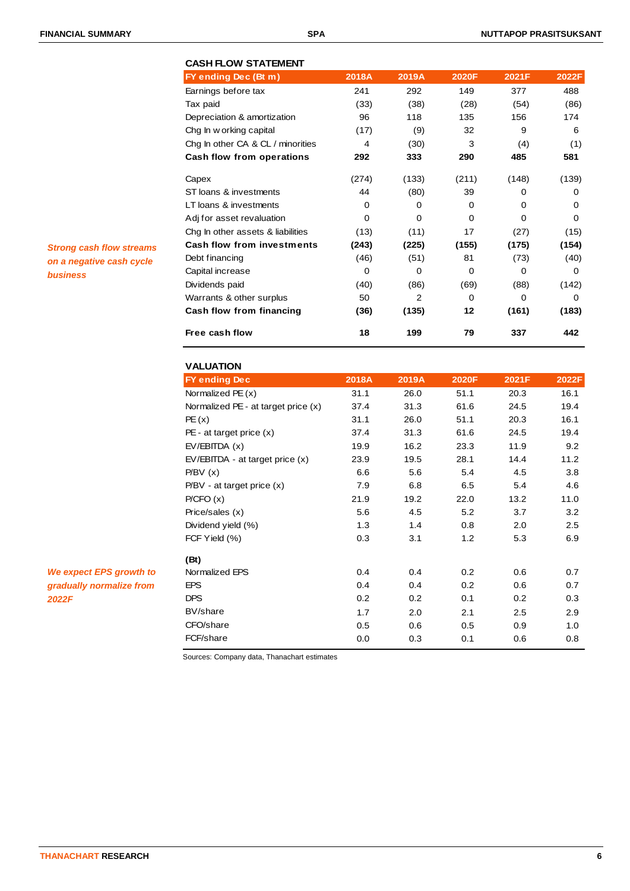### CASH FLOW STATEMENT

| FY ending Dec (Bt m) | 2018A | 2019A | 2020F | 2021F | 2022F |
|---|---|---|---|---|---|
| Earnings before tax | 241 | 292 | 149 | 377 | 488 |
| Tax paid | (33) | (38) | (28) | (54) | (86) |
| Depreciation & amortization | 96 | 118 | 135 | 156 | 174 |
| Chg In w orking capital | (17) | (9) | 32 | 9 | 6 |
| Chg In other CA & CL / minorities | 4 | (30) | 3 | (4) | (1) |
| **Cash flow from operations** | **292** | **333** | **290** | **485** | **581** |
| Capex | (274) | (133) | (211) | (148) | (139) |
| ST loans & investments | 44 | (80) | 39 | 0 | 0 |
| LT loans & investments | 0 | 0 | 0 | 0 | 0 |
| Adj for asset revaluation | 0 | 0 | 0 | 0 | 0 |
| Chg In other assets & liabilities | (13) | (11) | 17 | (27) | (15) |
| **Cash flow from investments** | **(243)** | **(225)** | **(155)** | **(175)** | **(154)** |
| Debt financing | (46) | (51) | 81 | (73) | (40) |
| Capital increase | 0 | 0 | 0 | 0 | 0 |
| Dividends paid | (40) | (86) | (69) | (88) | (142) |
| Warrants & other surplus | 50 | 2 | 0 | 0 | 0 |
| **Cash flow from financing** | **(36)** | **(135)** | **12** | **(161)** | **(183)** |
| **Free cash flow** | **18** | **199** | **79** | **337** | **442** |

*Strong cash flow streams on a negative cash cycle business*

### VALUATION

| FY ending Dec | 2018A | 2019A | 2020F | 2021F | 2022F |
|---|---|---|---|---|---|
| Normalized PE (x) | 31.1 | 26.0 | 51.1 | 20.3 | 16.1 |
| Normalized PE - at target price (x) | 37.4 | 31.3 | 61.6 | 24.5 | 19.4 |
| PE (x) | 31.1 | 26.0 | 51.1 | 20.3 | 16.1 |
| PE - at target price (x) | 37.4 | 31.3 | 61.6 | 24.5 | 19.4 |
| EV/EBITDA (x) | 19.9 | 16.2 | 23.3 | 11.9 | 9.2 |
| EV/EBITDA - at target price (x) | 23.9 | 19.5 | 28.1 | 14.4 | 11.2 |
| P/BV (x) | 6.6 | 5.6 | 5.4 | 4.5 | 3.8 |
| P/BV - at target price (x) | 7.9 | 6.8 | 6.5 | 5.4 | 4.6 |
| P/CFO (x) | 21.9 | 19.2 | 22.0 | 13.2 | 11.0 |
| Price/sales (x) | 5.6 | 4.5 | 5.2 | 3.7 | 3.2 |
| Dividend yield (%) | 1.3 | 1.4 | 0.8 | 2.0 | 2.5 |
| FCF Yield (%) | 0.3 | 3.1 | 1.2 | 5.3 | 6.9 |
| **(Bt)** | | | | | |
| Normalized EPS | 0.4 | 0.4 | 0.2 | 0.6 | 0.7 |
| EPS | 0.4 | 0.4 | 0.2 | 0.6 | 0.7 |
| DPS | 0.2 | 0.2 | 0.1 | 0.2 | 0.3 |
| BV/share | 1.7 | 2.0 | 2.1 | 2.5 | 2.9 |
| CFO/share | 0.5 | 0.6 | 0.5 | 0.9 | 1.0 |
| FCF/share | 0.0 | 0.3 | 0.1 | 0.6 | 0.8 |

*We expect EPS growth to gradually normalize from 2022F*

Sources: Company data, Thanachart estimates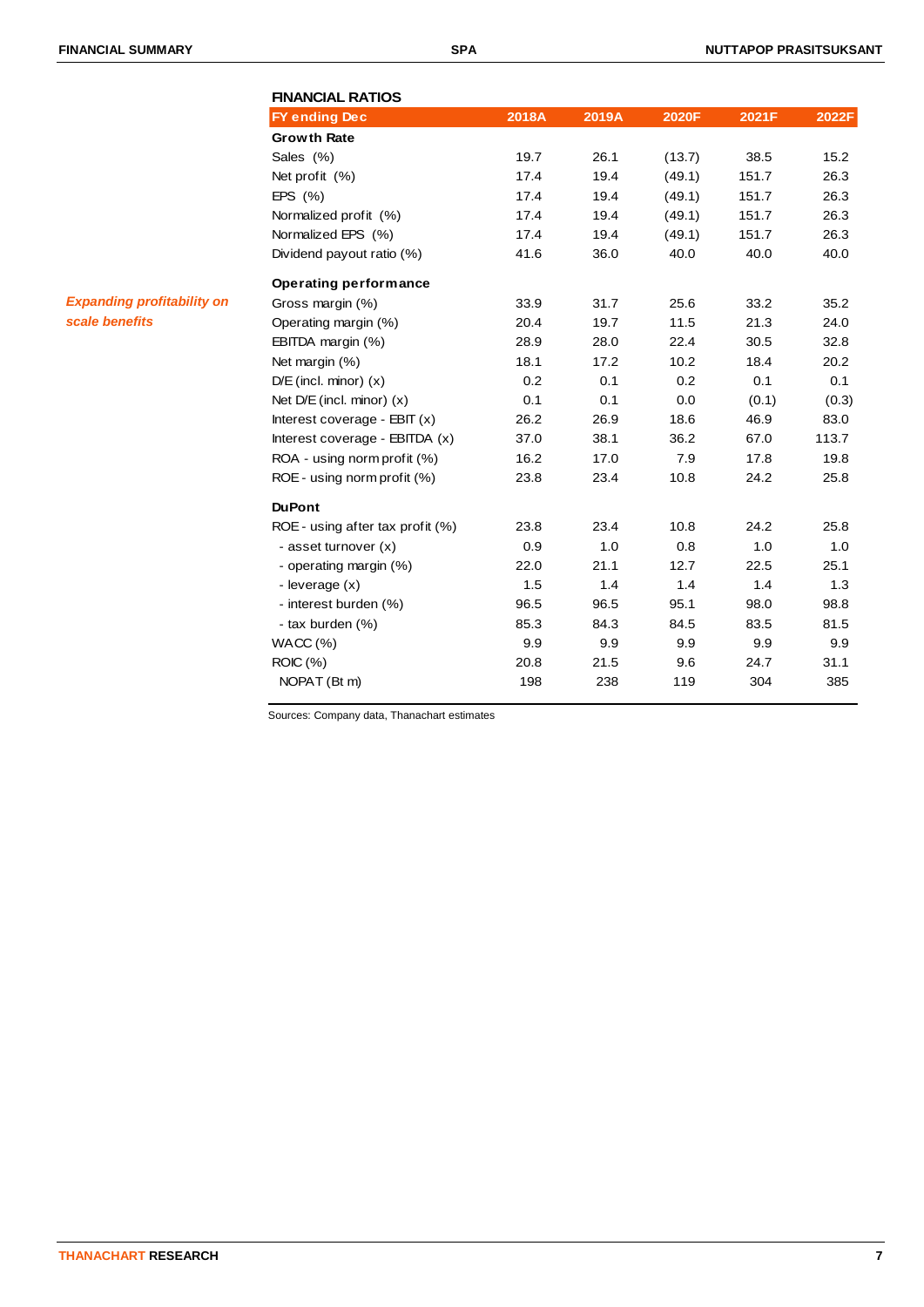### FINANCIAL RATIOS

*Expanding profitability on scale benefits*

| FY ending Dec | 2018A | 2019A | 2020F | 2021F | 2022F |
|---|---|---|---|---|---|
| **Growth Rate** | | | | | |
| Sales (%) | 19.7 | 26.1 | (13.7) | 38.5 | 15.2 |
| Net profit (%) | 17.4 | 19.4 | (49.1) | 151.7 | 26.3 |
| EPS (%) | 17.4 | 19.4 | (49.1) | 151.7 | 26.3 |
| Normalized profit (%) | 17.4 | 19.4 | (49.1) | 151.7 | 26.3 |
| Normalized EPS (%) | 17.4 | 19.4 | (49.1) | 151.7 | 26.3 |
| Dividend payout ratio (%) | 41.6 | 36.0 | 40.0 | 40.0 | 40.0 |
| **Operating performance** | | | | | |
| Gross margin (%) | 33.9 | 31.7 | 25.6 | 33.2 | 35.2 |
| Operating margin (%) | 20.4 | 19.7 | 11.5 | 21.3 | 24.0 |
| EBITDA margin (%) | 28.9 | 28.0 | 22.4 | 30.5 | 32.8 |
| Net margin (%) | 18.1 | 17.2 | 10.2 | 18.4 | 20.2 |
| D/E (incl. minor) (x) | 0.2 | 0.1 | 0.2 | 0.1 | 0.1 |
| Net D/E (incl. minor) (x) | 0.1 | 0.1 | 0.0 | (0.1) | (0.3) |
| Interest coverage - EBIT (x) | 26.2 | 26.9 | 18.6 | 46.9 | 83.0 |
| Interest coverage - EBITDA (x) | 37.0 | 38.1 | 36.2 | 67.0 | 113.7 |
| ROA - using norm profit (%) | 16.2 | 17.0 | 7.9 | 17.8 | 19.8 |
| ROE - using norm profit (%) | 23.8 | 23.4 | 10.8 | 24.2 | 25.8 |
| **DuPont** | | | | | |
| ROE - using after tax profit (%) | 23.8 | 23.4 | 10.8 | 24.2 | 25.8 |
| - asset turnover (x) | 0.9 | 1.0 | 0.8 | 1.0 | 1.0 |
| - operating margin (%) | 22.0 | 21.1 | 12.7 | 22.5 | 25.1 |
| - leverage (x) | 1.5 | 1.4 | 1.4 | 1.4 | 1.3 |
| - interest burden (%) | 96.5 | 96.5 | 95.1 | 98.0 | 98.8 |
| - tax burden (%) | 85.3 | 84.3 | 84.5 | 83.5 | 81.5 |
| WACC (%) | 9.9 | 9.9 | 9.9 | 9.9 | 9.9 |
| ROIC (%) | 20.8 | 21.5 | 9.6 | 24.7 | 31.1 |
| NOPAT (Bt m) | 198 | 238 | 119 | 304 | 385 |

Sources: Company data, Thanachart estimates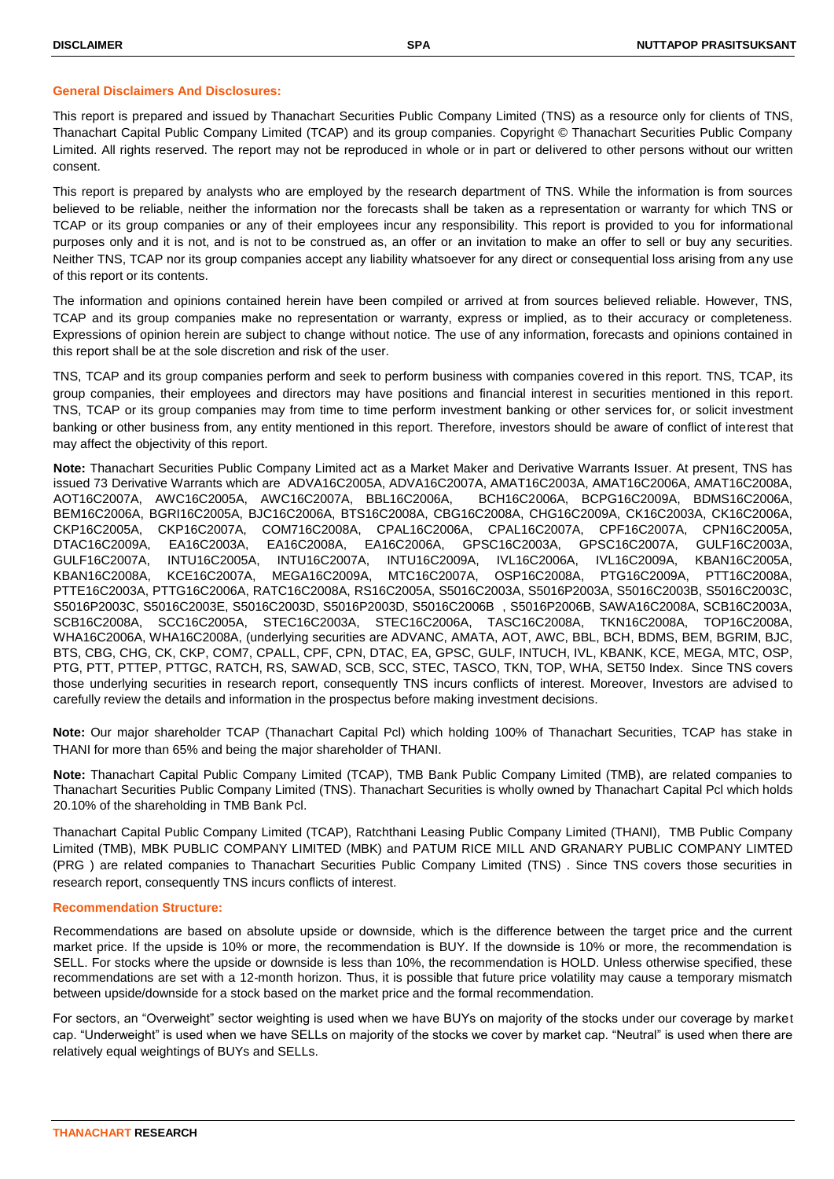### General Disclaimers And Disclosures:

This report is prepared and issued by Thanachart Securities Public Company Limited (TNS) as a resource only for clients of TNS, Thanachart Capital Public Company Limited (TCAP) and its group companies. Copyright © Thanachart Securities Public Company Limited. All rights reserved. The report may not be reproduced in whole or in part or delivered to other persons without our written consent.

This report is prepared by analysts who are employed by the research department of TNS. While the information is from sources believed to be reliable, neither the information nor the forecasts shall be taken as a representation or warranty for which TNS or TCAP or its group companies or any of their employees incur any responsibility. This report is provided to you for informational purposes only and it is not, and is not to be construed as, an offer or an invitation to make an offer to sell or buy any securities. Neither TNS, TCAP nor its group companies accept any liability whatsoever for any direct or consequential loss arising from any use of this report or its contents.

The information and opinions contained herein have been compiled or arrived at from sources believed reliable. However, TNS, TCAP and its group companies make no representation or warranty, express or implied, as to their accuracy or completeness. Expressions of opinion herein are subject to change without notice. The use of any information, forecasts and opinions contained in this report shall be at the sole discretion and risk of the user.

TNS, TCAP and its group companies perform and seek to perform business with companies covered in this report. TNS, TCAP, its group companies, their employees and directors may have positions and financial interest in securities mentioned in this report. TNS, TCAP or its group companies may from time to time perform investment banking or other services for, or solicit investment banking or other business from, any entity mentioned in this report. Therefore, investors should be aware of conflict of interest that may affect the objectivity of this report.

**Note:** Thanachart Securities Public Company Limited act as a Market Maker and Derivative Warrants Issuer. At present, TNS has issued 73 Derivative Warrants which are ADVA16C2005A, ADVA16C2007A, AMAT16C2003A, AMAT16C2006A, AMAT16C2008A, AOT16C2007A, AWC16C2005A, AWC16C2007A, BBL16C2006A, BCH16C2006A, BCPG16C2009A, BDMS16C2006A, BEM16C2006A, BGRI16C2005A, BJC16C2006A, BTS16C2008A, CBG16C2008A, CHG16C2009A, CK16C2003A, CK16C2006A, CKP16C2005A, CKP16C2007A, COM716C2008A, CPAL16C2006A, CPAL16C2007A, CPF16C2007A, CPN16C2005A, DTAC16C2009A, EA16C2003A, EA16C2008A, EA16C2006A, GPSC16C2003A, GPSC16C2007A, GULF16C2003A, GULF16C2007A, INTU16C2005A, INTU16C2007A, INTU16C2009A, IVL16C2006A, IVL16C2009A, KBAN16C2005A, KBAN16C2008A, KCE16C2007A, MEGA16C2009A, MTC16C2007A, OSP16C2008A, PTG16C2009A, PTT16C2008A, PTTE16C2003A, PTTG16C2006A, RATC16C2008A, RS16C2005A, S5016C2003A, S5016P2003A, S5016C2003B, S5016C2003C, S5016P2003C, S5016C2003E, S5016C2003D, S5016P2003D, S5016C2006B , S5016P2006B, SAWA16C2008A, SCB16C2003A, SCB16C2008A, SCC16C2005A, STEC16C2003A, STEC16C2006A, TASC16C2008A, TKN16C2008A, TOP16C2008A, WHA16C2006A, WHA16C2008A, (underlying securities are ADVANC, AMATA, AOT, AWC, BBL, BCH, BDMS, BEM, BGRIM, BJC, BTS, CBG, CHG, CK, CKP, COM7, CPALL, CPF, CPN, DTAC, EA, GPSC, GULF, INTUCH, IVL, KBANK, KCE, MEGA, MTC, OSP, PTG, PTT, PTTEP, PTTGC, RATCH, RS, SAWAD, SCB, SCC, STEC, TASCO, TKN, TOP, WHA, SET50 Index. Since TNS covers those underlying securities in research report, consequently TNS incurs conflicts of interest. Moreover, Investors are advised to carefully review the details and information in the prospectus before making investment decisions.

**Note:** Our major shareholder TCAP (Thanachart Capital Pcl) which holding 100% of Thanachart Securities, TCAP has stake in THANI for more than 65% and being the major shareholder of THANI.

**Note:** Thanachart Capital Public Company Limited (TCAP), TMB Bank Public Company Limited (TMB), are related companies to Thanachart Securities Public Company Limited (TNS). Thanachart Securities is wholly owned by Thanachart Capital Pcl which holds 20.10% of the shareholding in TMB Bank Pcl.

Thanachart Capital Public Company Limited (TCAP), Ratchthani Leasing Public Company Limited (THANI), TMB Public Company Limited (TMB), MBK PUBLIC COMPANY LIMITED (MBK) and PATUM RICE MILL AND GRANARY PUBLIC COMPANY LIMTED (PRG ) are related companies to Thanachart Securities Public Company Limited (TNS) . Since TNS covers those securities in research report, consequently TNS incurs conflicts of interest.

### Recommendation Structure:

Recommendations are based on absolute upside or downside, which is the difference between the target price and the current market price. If the upside is 10% or more, the recommendation is BUY. If the downside is 10% or more, the recommendation is SELL. For stocks where the upside or downside is less than 10%, the recommendation is HOLD. Unless otherwise specified, these recommendations are set with a 12-month horizon. Thus, it is possible that future price volatility may cause a temporary mismatch between upside/downside for a stock based on the market price and the formal recommendation.

For sectors, an "Overweight" sector weighting is used when we have BUYs on majority of the stocks under our coverage by market cap. "Underweight" is used when we have SELLs on majority of the stocks we cover by market cap. "Neutral" is used when there are relatively equal weightings of BUYs and SELLs.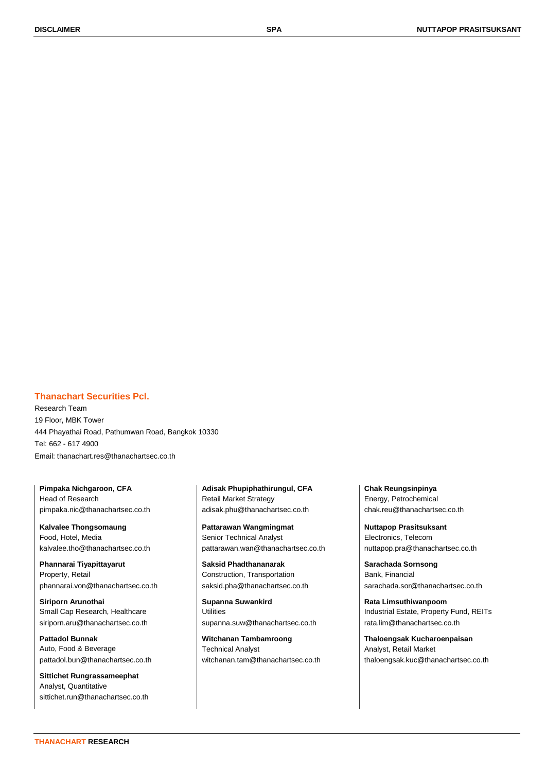## Thanachart Securities Pcl.

Research Team
19 Floor, MBK Tower
444 Phayathai Road, Pathumwan Road, Bangkok 10330
Tel: 662 - 617 4900
Email: thanachart.res@thanachartsec.co.th

**Pimpaka Nichgaroon, CFA**
Head of Research
pimpaka.nic@thanachartsec.co.th

**Kalvalee Thongsomaung**
Food, Hotel, Media
kalvalee.tho@thanachartsec.co.th

**Phannarai Tiyapittayarut**
Property, Retail
phannarai.von@thanachartsec.co.th

**Siriporn Arunothai**
Small Cap Research, Healthcare
siriporn.aru@thanachartsec.co.th

**Pattadol Bunnak**
Auto, Food & Beverage
pattadol.bun@thanachartsec.co.th

**Sittichet Rungrassameephat**
Analyst, Quantitative
sittichet.run@thanachartsec.co.th

**Adisak Phupiphathirungul, CFA**
Retail Market Strategy
adisak.phu@thanachartsec.co.th

**Pattarawan Wangmingmat**
Senior Technical Analyst
pattarawan.wan@thanachartsec.co.th

**Saksid Phadthananarak**
Construction, Transportation
saksid.pha@thanachartsec.co.th

**Supanna Suwankird**
Utilities
supanna.suw@thanachartsec.co.th

**Witchanan Tambamroong**
Technical Analyst
witchanan.tam@thanachartsec.co.th

**Chak Reungsinpinya**
Energy, Petrochemical
chak.reu@thanachartsec.co.th

**Nuttapop Prasitsuksant**
Electronics, Telecom
nuttapop.pra@thanachartsec.co.th

**Sarachada Sornsong**
Bank, Financial
sarachada.sor@thanachartsec.co.th

**Rata Limsuthiwanpoom**
Industrial Estate, Property Fund, REITs
rata.lim@thanachartsec.co.th

**Thaloengsak Kucharoenpaisan**
Analyst, Retail Market
thaloengsak.kuc@thanachartsec.co.th